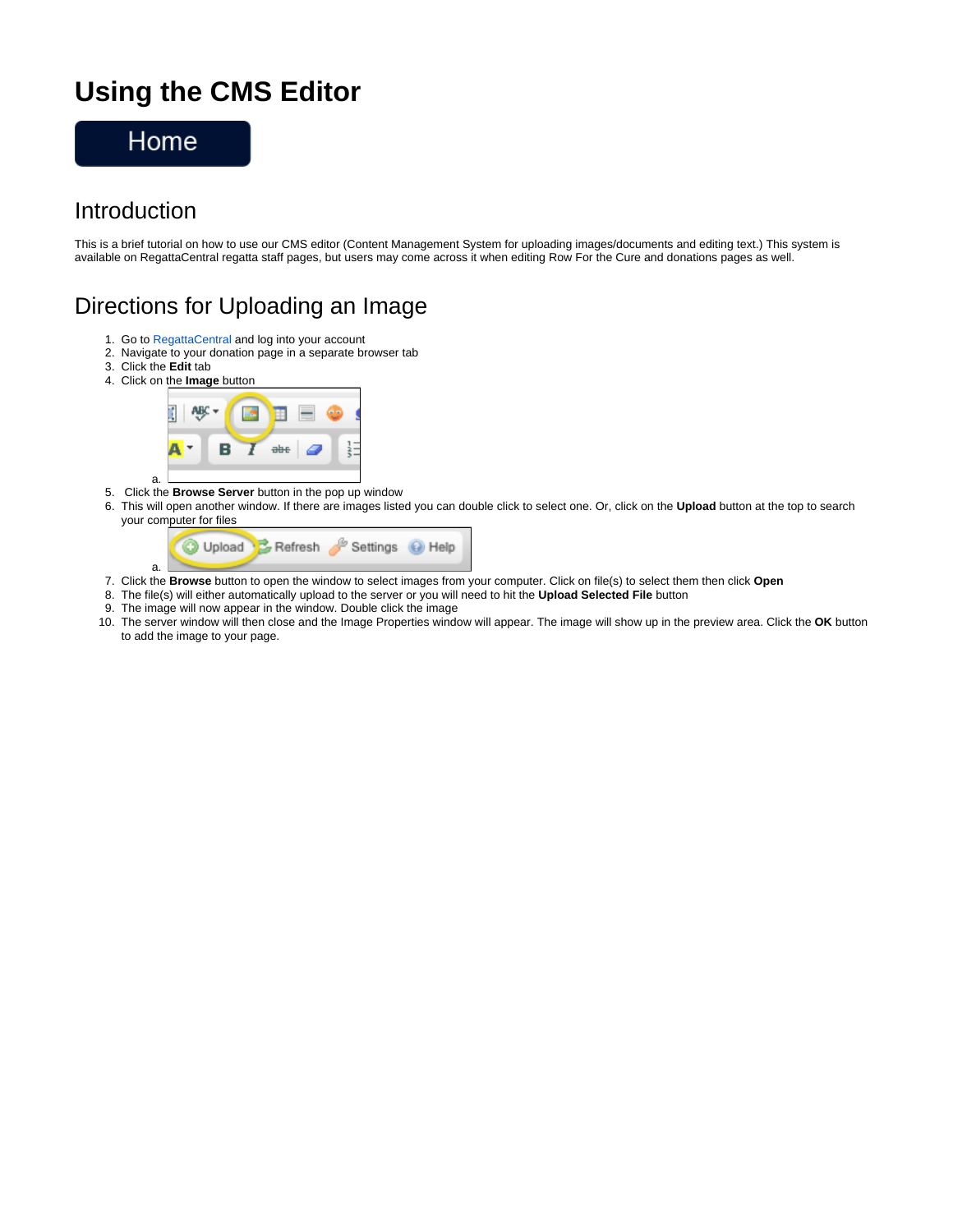# Using the CMS Editor

Home

## Introduction

This is a brief tutorial on how to use our CMS editor (Content Management System for uploading images/documents and editing text.) This system is available on RegattaCentral regatta staff pages, but users may come across it when editing Row For the Cure and donations pages as well.

## Directions for Uploading an Image

1. Go to RegattaCentral and log into your account
2. Navigate to your donation page in a separate browser tab
3. Click the **Edit** tab
4. Click on the **Image** button
    a.
5. Click the **Browse Server** button in the pop up window
6. This will open another window. If there are images listed you can double click to select one. Or, click on the **Upload** button at the top to search your computer for files
    a.
7. Click the **Browse** button to open the window to select images from your computer. Click on file(s) to select them then click **Open**
8. The file(s) will either automatically upload to the server or you will need to hit the **Upload Selected File** button
9. The image will now appear in the window. Double click the image
10. The server window will then close and the Image Properties window will appear. The image will show up in the preview area. Click the **OK** button to add the image to your page.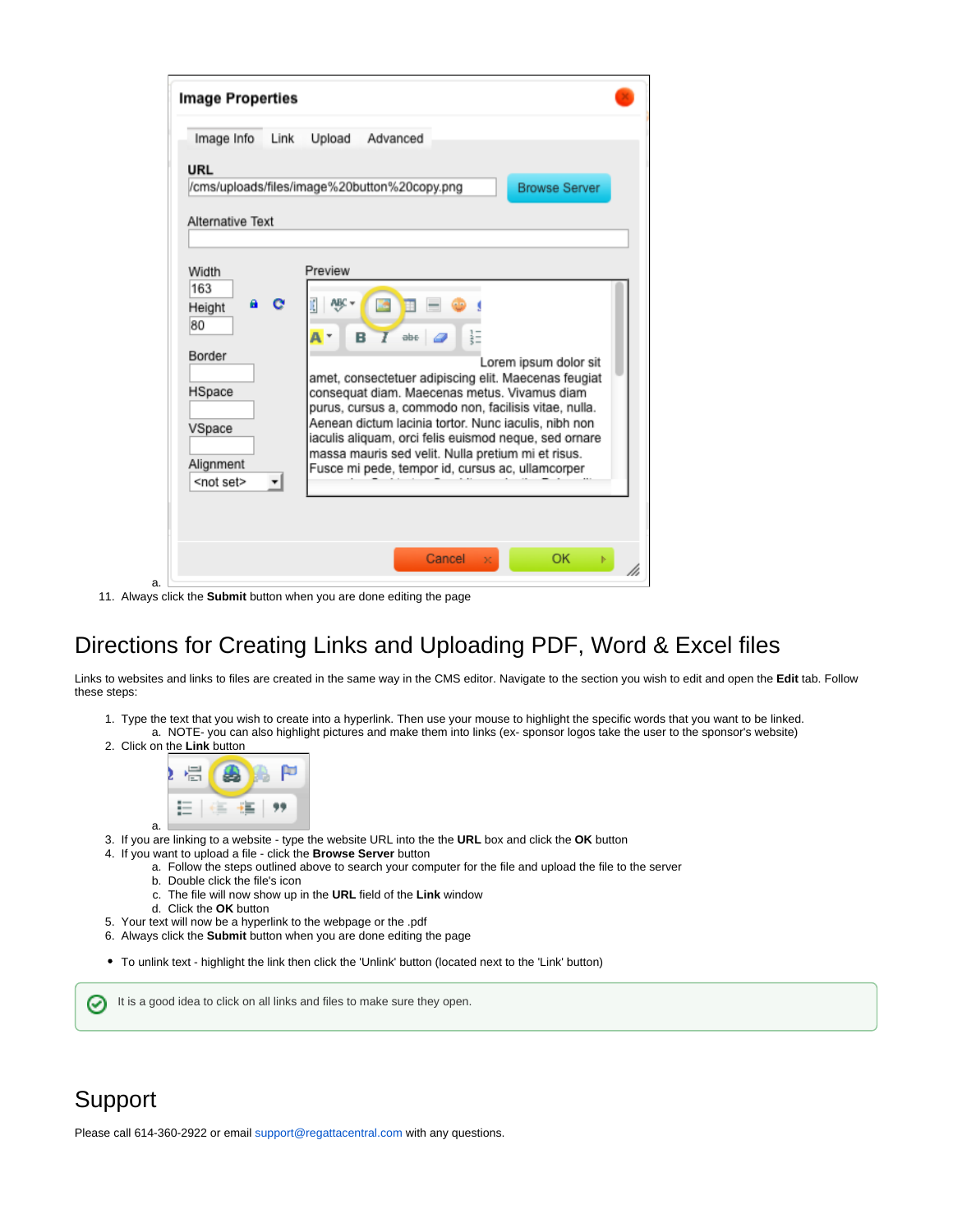a.

11. Always click the **Submit** button when you are done editing the page

# Directions for Creating Links and Uploading PDF, Word & Excel files

Links to websites and links to files are created in the same way in the CMS editor. Navigate to the section you wish to edit and open the **Edit** tab. Follow these steps:

1. Type the text that you wish to create into a hyperlink. Then use your mouse to highlight the specific words that you want to be linked.
    a. NOTE- you can also highlight pictures and make them into links (ex- sponsor logos take the user to the sponsor's website)
2. Click on the **Link** button
    a.
3. If you are linking to a website - type the website URL into the the **URL** box and click the **OK** button
4. If you want to upload a file - click the **Browse Server** button
    a. Follow the steps outlined above to search your computer for the file and upload the file to the server
    b. Double click the file's icon
    c. The file will now show up in the **URL** field of the **Link** window
    d. Click the **OK** button
5. Your text will now be a hyperlink to the webpage or the .pdf
6. Always click the **Submit** button when you are done editing the page

- To unlink text - highlight the link then click the 'Unlink' button (located next to the 'Link' button)

It is a good idea to click on all links and files to make sure they open.

# Support

Please call 614-360-2922 or email support@regattacentral.com with any questions.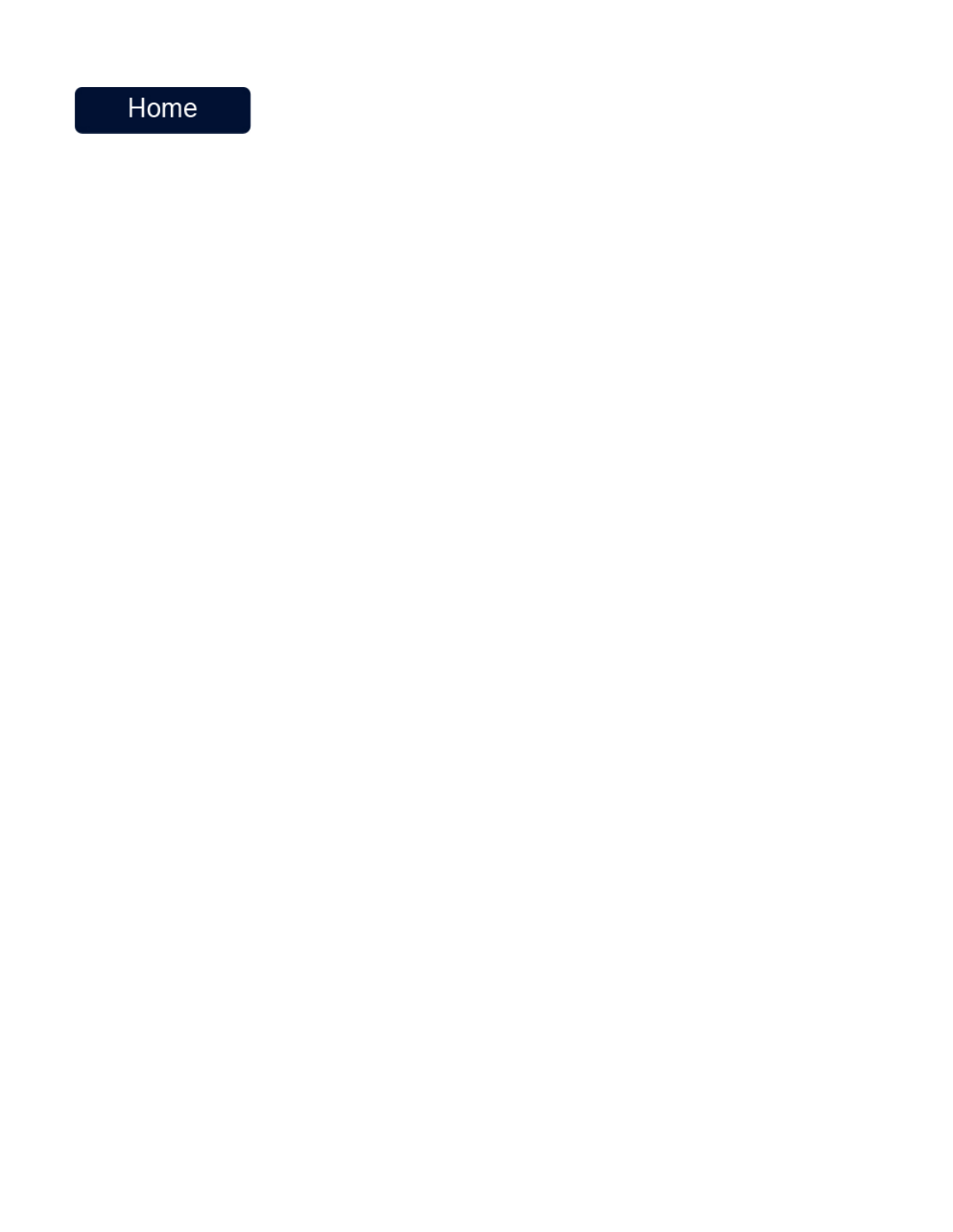Home